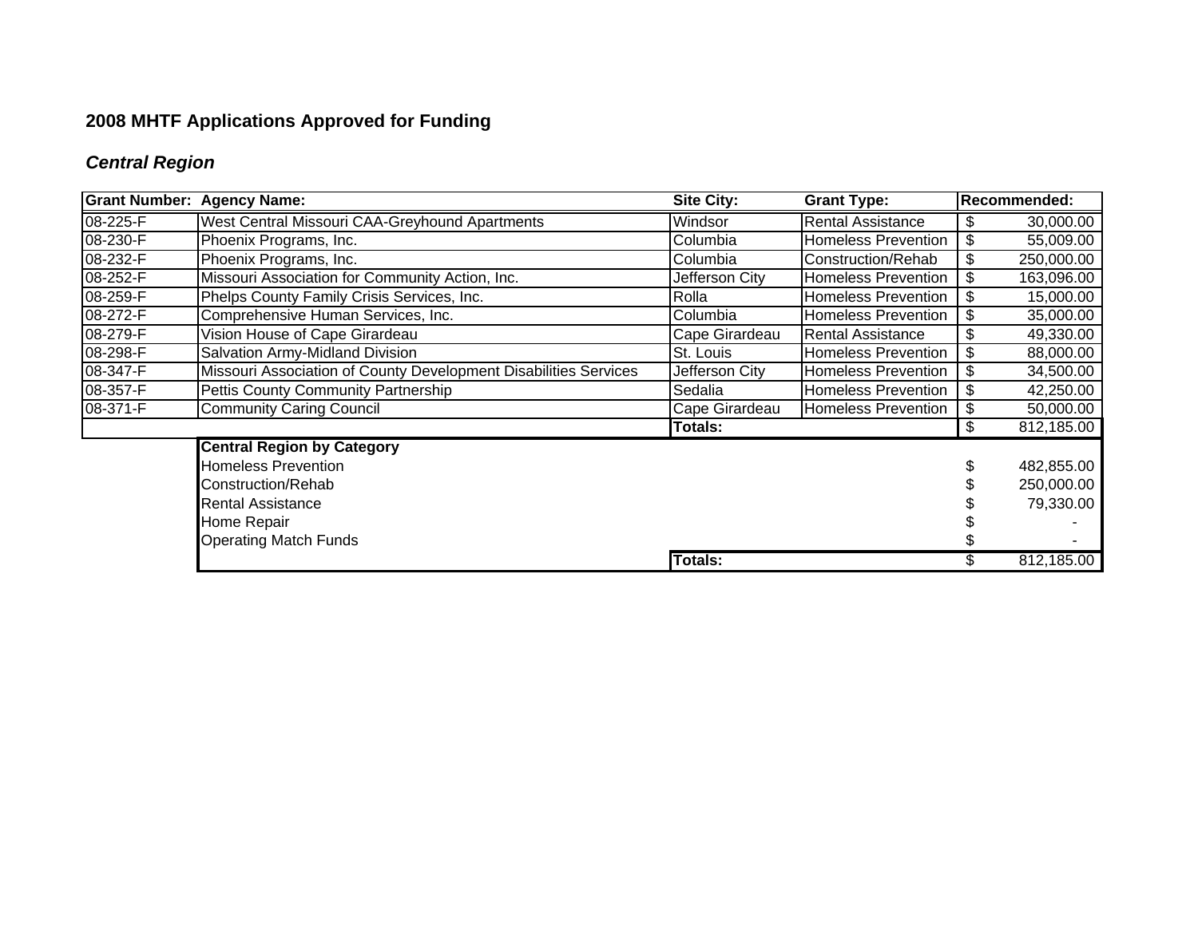# 2008 MHTF Applications Approved for Funding

## *Central Region*

| Grant Number: | Agency Name: | Site City: | Grant Type: | Recommended: |
|---|---|---|---|---|
| 08-225-F | West Central Missouri CAA-Greyhound Apartments | Windsor | Rental Assistance | $ 30,000.00 |
| 08-230-F | Phoenix Programs, Inc. | Columbia | Homeless Prevention | $ 55,009.00 |
| 08-232-F | Phoenix Programs, Inc. | Columbia | Construction/Rehab | $ 250,000.00 |
| 08-252-F | Missouri Association for Community Action, Inc. | Jefferson City | Homeless Prevention | $ 163,096.00 |
| 08-259-F | Phelps County Family Crisis Services, Inc. | Rolla | Homeless Prevention | $ 15,000.00 |
| 08-272-F | Comprehensive Human Services, Inc. | Columbia | Homeless Prevention | $ 35,000.00 |
| 08-279-F | Vision House of Cape Girardeau | Cape Girardeau | Rental Assistance | $ 49,330.00 |
| 08-298-F | Salvation Army-Midland Division | St. Louis | Homeless Prevention | $ 88,000.00 |
| 08-347-F | Missouri Association of County Development Disabilities Services | Jefferson City | Homeless Prevention | $ 34,500.00 |
| 08-357-F | Pettis County Community Partnership | Sedalia | Homeless Prevention | $ 42,250.00 |
| 08-371-F | Community Caring Council | Cape Girardeau | Homeless Prevention | $ 50,000.00 |
| | | **Totals:** | | $ 812,185.00 |

| **Central Region by Category** | | |
|---|---|---|
| Homeless Prevention | | $ 482,855.00 |
| Construction/Rehab | | $ 250,000.00 |
| Rental Assistance | | $ 79,330.00 |
| Home Repair | | $ - |
| Operating Match Funds | | $ - |
| | **Totals:** | $ 812,185.00 |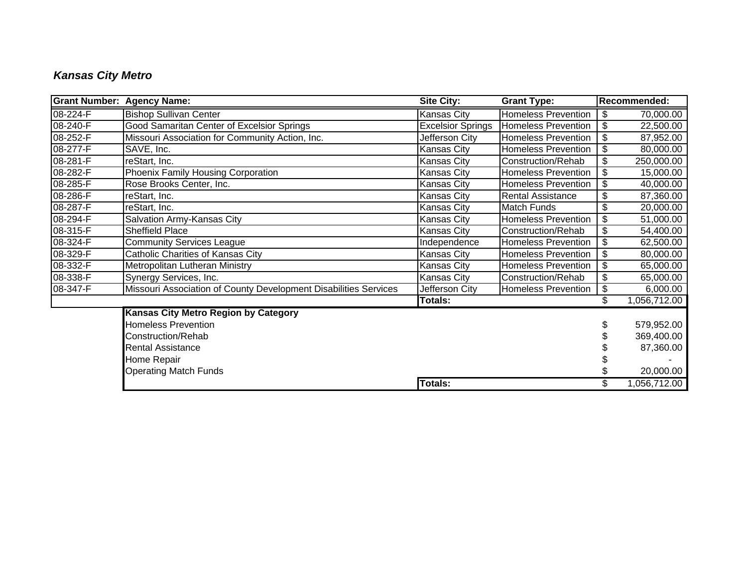***Kansas City Metro***

| Grant Number: | Agency Name: | Site City: | Grant Type: | Recommended: |
|---|---|---|---|---|
| 08-224-F | Bishop Sullivan Center | Kansas City | Homeless Prevention | $ 70,000.00 |
| 08-240-F | Good Samaritan Center of Excelsior Springs | Excelsior Springs | Homeless Prevention | $ 22,500.00 |
| 08-252-F | Missouri Association for Community Action, Inc. | Jefferson City | Homeless Prevention | $ 87,952.00 |
| 08-277-F | SAVE, Inc. | Kansas City | Homeless Prevention | $ 80,000.00 |
| 08-281-F | reStart, Inc. | Kansas City | Construction/Rehab | $ 250,000.00 |
| 08-282-F | Phoenix Family Housing Corporation | Kansas City | Homeless Prevention | $ 15,000.00 |
| 08-285-F | Rose Brooks Center, Inc. | Kansas City | Homeless Prevention | $ 40,000.00 |
| 08-286-F | reStart, Inc. | Kansas City | Rental Assistance | $ 87,360.00 |
| 08-287-F | reStart, Inc. | Kansas City | Match Funds | $ 20,000.00 |
| 08-294-F | Salvation Army-Kansas City | Kansas City | Homeless Prevention | $ 51,000.00 |
| 08-315-F | Sheffield Place | Kansas City | Construction/Rehab | $ 54,400.00 |
| 08-324-F | Community Services League | Independence | Homeless Prevention | $ 62,500.00 |
| 08-329-F | Catholic Charities of Kansas City | Kansas City | Homeless Prevention | $ 80,000.00 |
| 08-332-F | Metropolitan Lutheran Ministry | Kansas City | Homeless Prevention | $ 65,000.00 |
| 08-338-F | Synergy Services, Inc. | Kansas City | Construction/Rehab | $ 65,000.00 |
| 08-347-F | Missouri Association of County Development Disabilities Services | Jefferson City | Homeless Prevention | $ 6,000.00 |
| | | **Totals:** | | $ 1,056,712.00 |

| Kansas City Metro Region by Category | | |
|---|---|---|
| Homeless Prevention | | $ 579,952.00 |
| Construction/Rehab | | $ 369,400.00 |
| Rental Assistance | | $ 87,360.00 |
| Home Repair | | $ - |
| Operating Match Funds | | $ 20,000.00 |
| | **Totals:** | $ 1,056,712.00 |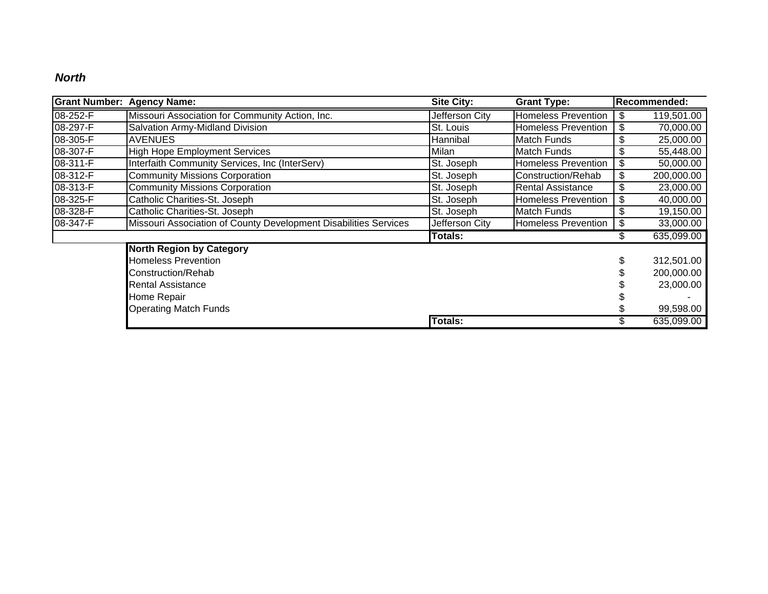***North***

| Grant Number: | Agency Name: | Site City: | Grant Type: | Recommended: |
|---|---|---|---|---|
| 08-252-F | Missouri Association for Community Action, Inc. | Jefferson City | Homeless Prevention | $ 119,501.00 |
| 08-297-F | Salvation Army-Midland Division | St. Louis | Homeless Prevention | $ 70,000.00 |
| 08-305-F | AVENUES | Hannibal | Match Funds | $ 25,000.00 |
| 08-307-F | High Hope Employment Services | Milan | Match Funds | $ 55,448.00 |
| 08-311-F | Interfaith Community Services, Inc (InterServ) | St. Joseph | Homeless Prevention | $ 50,000.00 |
| 08-312-F | Community Missions Corporation | St. Joseph | Construction/Rehab | $ 200,000.00 |
| 08-313-F | Community Missions Corporation | St. Joseph | Rental Assistance | $ 23,000.00 |
| 08-325-F | Catholic Charities-St. Joseph | St. Joseph | Homeless Prevention | $ 40,000.00 |
| 08-328-F | Catholic Charities-St. Joseph | St. Joseph | Match Funds | $ 19,150.00 |
| 08-347-F | Missouri Association of County Development Disabilities Services | Jefferson City | Homeless Prevention | $ 33,000.00 |
| | | **Totals:** | | $ 635,099.00 |

| **North Region by Category** | | |
|---|---|---|
| Homeless Prevention | | $ 312,501.00 |
| Construction/Rehab | | $ 200,000.00 |
| Rental Assistance | | $ 23,000.00 |
| Home Repair | | $ - |
| Operating Match Funds | | $ 99,598.00 |
| | **Totals:** | $ 635,099.00 |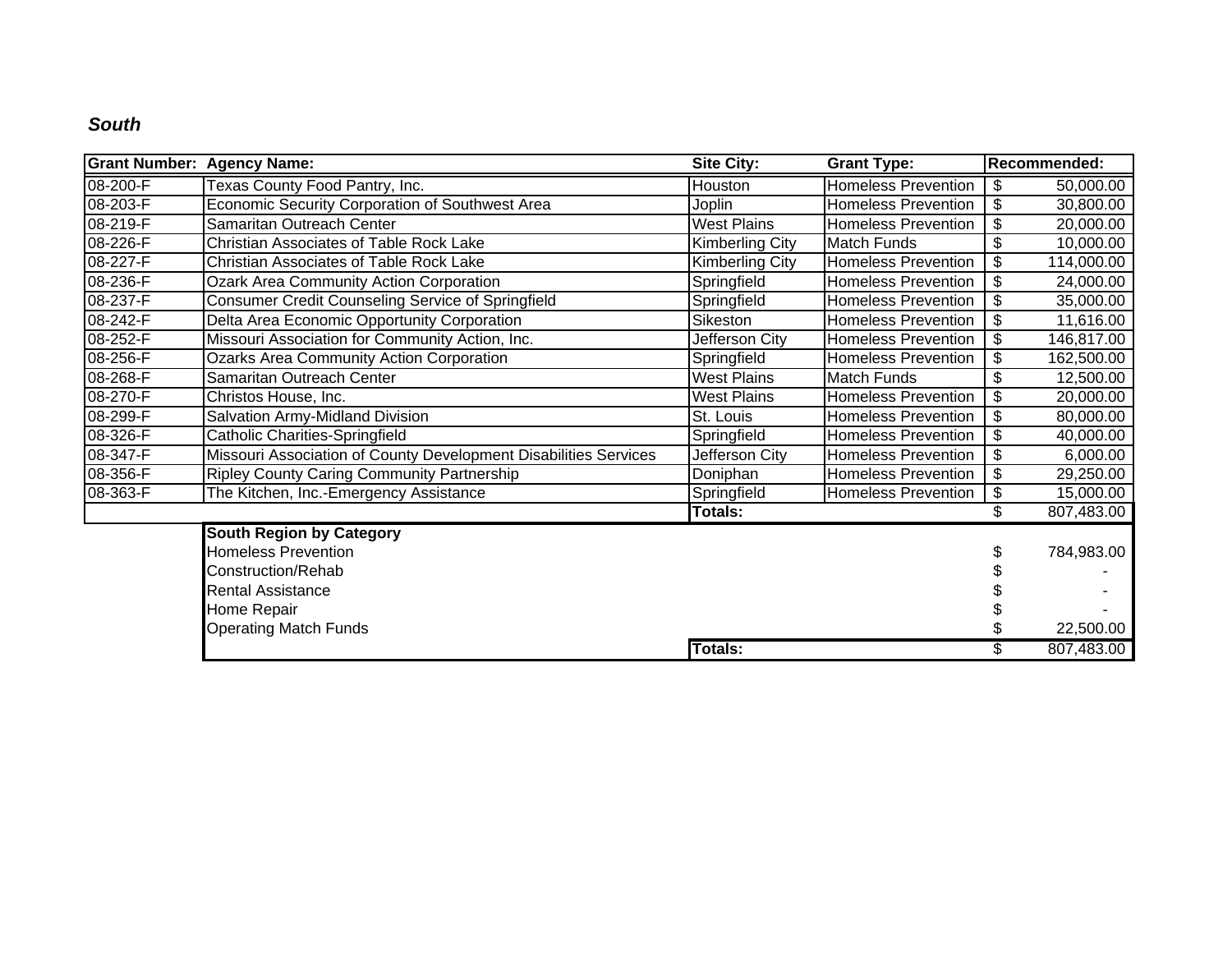***South***

| Grant Number: | Agency Name: | Site City: | Grant Type: | Recommended: |
|---|---|---|---|---|
| 08-200-F | Texas County Food Pantry, Inc. | Houston | Homeless Prevention | $ 50,000.00 |
| 08-203-F | Economic Security Corporation of Southwest Area | Joplin | Homeless Prevention | $ 30,800.00 |
| 08-219-F | Samaritan Outreach Center | West Plains | Homeless Prevention | $ 20,000.00 |
| 08-226-F | Christian Associates of Table Rock Lake | Kimberling City | Match Funds | $ 10,000.00 |
| 08-227-F | Christian Associates of Table Rock Lake | Kimberling City | Homeless Prevention | $ 114,000.00 |
| 08-236-F | Ozark Area Community Action Corporation | Springfield | Homeless Prevention | $ 24,000.00 |
| 08-237-F | Consumer Credit Counseling Service of Springfield | Springfield | Homeless Prevention | $ 35,000.00 |
| 08-242-F | Delta Area Economic Opportunity Corporation | Sikeston | Homeless Prevention | $ 11,616.00 |
| 08-252-F | Missouri Association for Community Action, Inc. | Jefferson City | Homeless Prevention | $ 146,817.00 |
| 08-256-F | Ozarks Area Community Action Corporation | Springfield | Homeless Prevention | $ 162,500.00 |
| 08-268-F | Samaritan Outreach Center | West Plains | Match Funds | $ 12,500.00 |
| 08-270-F | Christos House, Inc. | West Plains | Homeless Prevention | $ 20,000.00 |
| 08-299-F | Salvation Army-Midland Division | St. Louis | Homeless Prevention | $ 80,000.00 |
| 08-326-F | Catholic Charities-Springfield | Springfield | Homeless Prevention | $ 40,000.00 |
| 08-347-F | Missouri Association of County Development Disabilities Services | Jefferson City | Homeless Prevention | $ 6,000.00 |
| 08-356-F | Ripley County Caring Community Partnership | Doniphan | Homeless Prevention | $ 29,250.00 |
| 08-363-F | The Kitchen, Inc.-Emergency Assistance | Springfield | Homeless Prevention | $ 15,000.00 |
| | | **Totals:** | | $ 807,483.00 |

| **South Region by Category** | |
|---|---|
| Homeless Prevention | $ 784,983.00 |
| Construction/Rehab | $ - |
| Rental Assistance | $ - |
| Home Repair | $ - |
| Operating Match Funds | $ 22,500.00 |
| **Totals:** | $ 807,483.00 |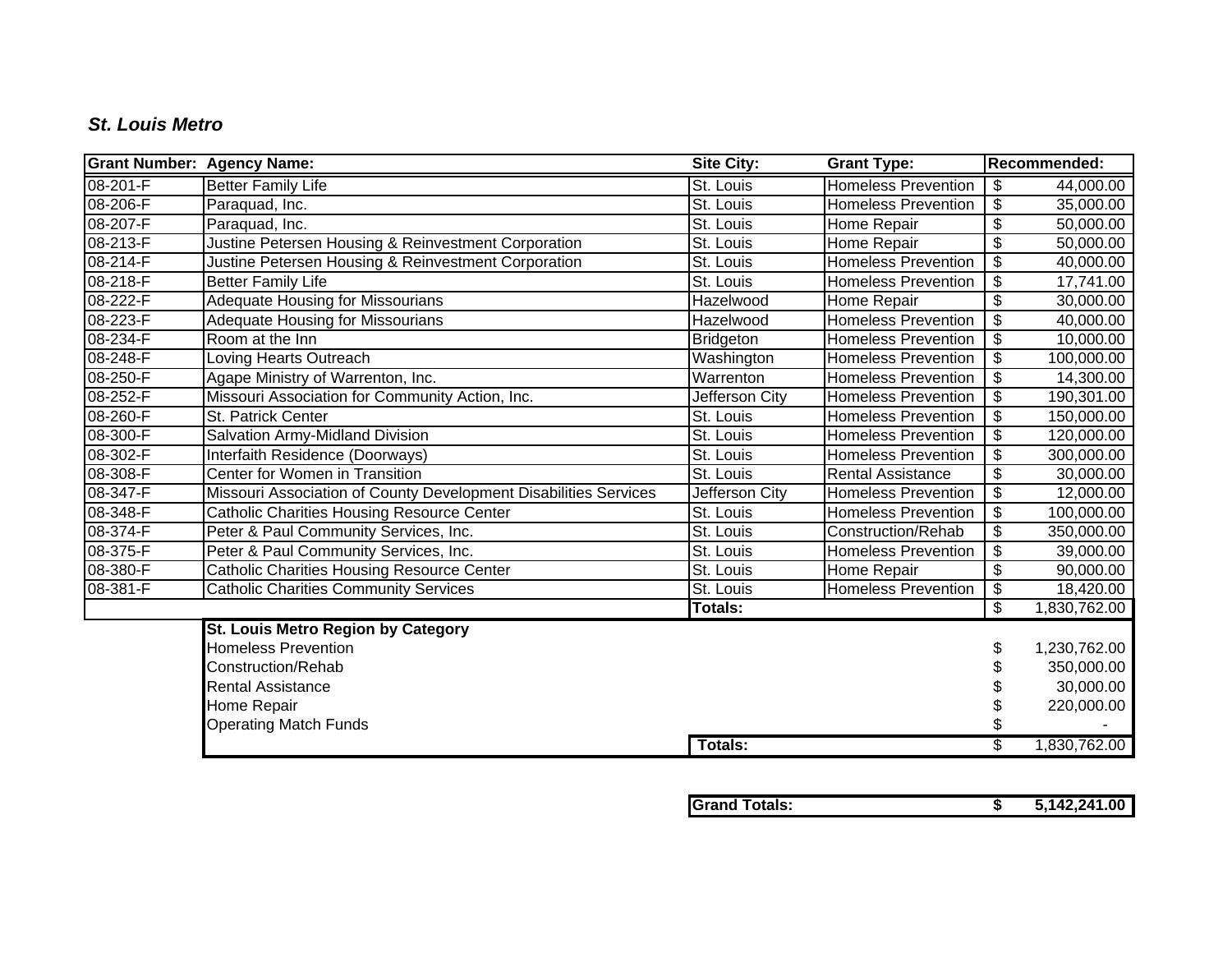***St. Louis Metro***

| Grant Number: | Agency Name: | Site City: | Grant Type: | Recommended: |
|---|---|---|---|---|
| 08-201-F | Better Family Life | St. Louis | Homeless Prevention | $ 44,000.00 |
| 08-206-F | Paraquad, Inc. | St. Louis | Homeless Prevention | $ 35,000.00 |
| 08-207-F | Paraquad, Inc. | St. Louis | Home Repair | $ 50,000.00 |
| 08-213-F | Justine Petersen Housing & Reinvestment Corporation | St. Louis | Home Repair | $ 50,000.00 |
| 08-214-F | Justine Petersen Housing & Reinvestment Corporation | St. Louis | Homeless Prevention | $ 40,000.00 |
| 08-218-F | Better Family Life | St. Louis | Homeless Prevention | $ 17,741.00 |
| 08-222-F | Adequate Housing for Missourians | Hazelwood | Home Repair | $ 30,000.00 |
| 08-223-F | Adequate Housing for Missourians | Hazelwood | Homeless Prevention | $ 40,000.00 |
| 08-234-F | Room at the Inn | Bridgeton | Homeless Prevention | $ 10,000.00 |
| 08-248-F | Loving Hearts Outreach | Washington | Homeless Prevention | $ 100,000.00 |
| 08-250-F | Agape Ministry of Warrenton, Inc. | Warrenton | Homeless Prevention | $ 14,300.00 |
| 08-252-F | Missouri Association for Community Action, Inc. | Jefferson City | Homeless Prevention | $ 190,301.00 |
| 08-260-F | St. Patrick Center | St. Louis | Homeless Prevention | $ 150,000.00 |
| 08-300-F | Salvation Army-Midland Division | St. Louis | Homeless Prevention | $ 120,000.00 |
| 08-302-F | Interfaith Residence (Doorways) | St. Louis | Homeless Prevention | $ 300,000.00 |
| 08-308-F | Center for Women in Transition | St. Louis | Rental Assistance | $ 30,000.00 |
| 08-347-F | Missouri Association of County Development Disabilities Services | Jefferson City | Homeless Prevention | $ 12,000.00 |
| 08-348-F | Catholic Charities Housing Resource Center | St. Louis | Homeless Prevention | $ 100,000.00 |
| 08-374-F | Peter & Paul Community Services, Inc. | St. Louis | Construction/Rehab | $ 350,000.00 |
| 08-375-F | Peter & Paul Community Services, Inc. | St. Louis | Homeless Prevention | $ 39,000.00 |
| 08-380-F | Catholic Charities Housing Resource Center | St. Louis | Home Repair | $ 90,000.00 |
| 08-381-F | Catholic Charities Community Services | St. Louis | Homeless Prevention | $ 18,420.00 |
| | | **Totals:** | | $ 1,830,762.00 |

| | |
|---|---|
| **St. Louis Metro Region by Category** | |
| Homeless Prevention | $ 1,230,762.00 |
| Construction/Rehab | $ 350,000.00 |
| Rental Assistance | $ 30,000.00 |
| Home Repair | $ 220,000.00 |
| Operating Match Funds | $ - |
| **Totals:** | $ 1,830,762.00 |

| | |
|---|---|
| **Grand Totals:** | **$ 5,142,241.00** |